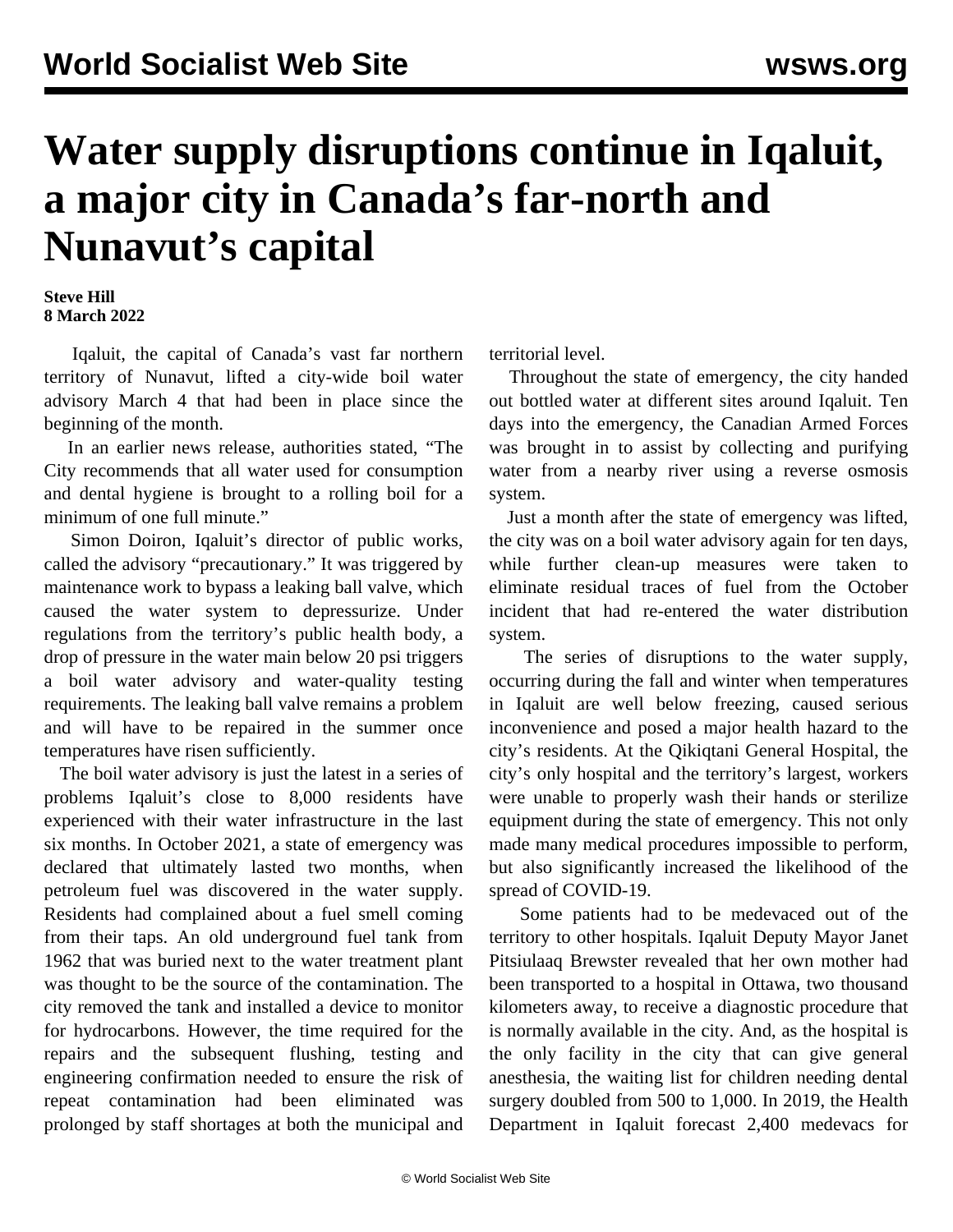# Water supply disruptions continue in Iqaluit, a major city in Canada's far-north and Nunavut's capital

**Steve Hill**
**8 March 2022**

Iqaluit, the capital of Canada's vast far northern territory of Nunavut, lifted a city-wide boil water advisory March 4 that had been in place since the beginning of the month.

In an earlier news release, authorities stated, "The City recommends that all water used for consumption and dental hygiene is brought to a rolling boil for a minimum of one full minute."

Simon Doiron, Iqaluit's director of public works, called the advisory "precautionary." It was triggered by maintenance work to bypass a leaking ball valve, which caused the water system to depressurize. Under regulations from the territory's public health body, a drop of pressure in the water main below 20 psi triggers a boil water advisory and water-quality testing requirements. The leaking ball valve remains a problem and will have to be repaired in the summer once temperatures have risen sufficiently.

The boil water advisory is just the latest in a series of problems Iqaluit's close to 8,000 residents have experienced with their water infrastructure in the last six months. In October 2021, a state of emergency was declared that ultimately lasted two months, when petroleum fuel was discovered in the water supply. Residents had complained about a fuel smell coming from their taps. An old underground fuel tank from 1962 that was buried next to the water treatment plant was thought to be the source of the contamination. The city removed the tank and installed a device to monitor for hydrocarbons. However, the time required for the repairs and the subsequent flushing, testing and engineering confirmation needed to ensure the risk of repeat contamination had been eliminated was prolonged by staff shortages at both the municipal and territorial level.

Throughout the state of emergency, the city handed out bottled water at different sites around Iqaluit. Ten days into the emergency, the Canadian Armed Forces was brought in to assist by collecting and purifying water from a nearby river using a reverse osmosis system.

Just a month after the state of emergency was lifted, the city was on a boil water advisory again for ten days, while further clean-up measures were taken to eliminate residual traces of fuel from the October incident that had re-entered the water distribution system.

The series of disruptions to the water supply, occurring during the fall and winter when temperatures in Iqaluit are well below freezing, caused serious inconvenience and posed a major health hazard to the city's residents. At the Qikiqtani General Hospital, the city's only hospital and the territory's largest, workers were unable to properly wash their hands or sterilize equipment during the state of emergency. This not only made many medical procedures impossible to perform, but also significantly increased the likelihood of the spread of COVID-19.

Some patients had to be medevaced out of the territory to other hospitals. Iqaluit Deputy Mayor Janet Pitsiulaaq Brewster revealed that her own mother had been transported to a hospital in Ottawa, two thousand kilometers away, to receive a diagnostic procedure that is normally available in the city. And, as the hospital is the only facility in the city that can give general anesthesia, the waiting list for children needing dental surgery doubled from 500 to 1,000. In 2019, the Health Department in Iqaluit forecast 2,400 medevacs for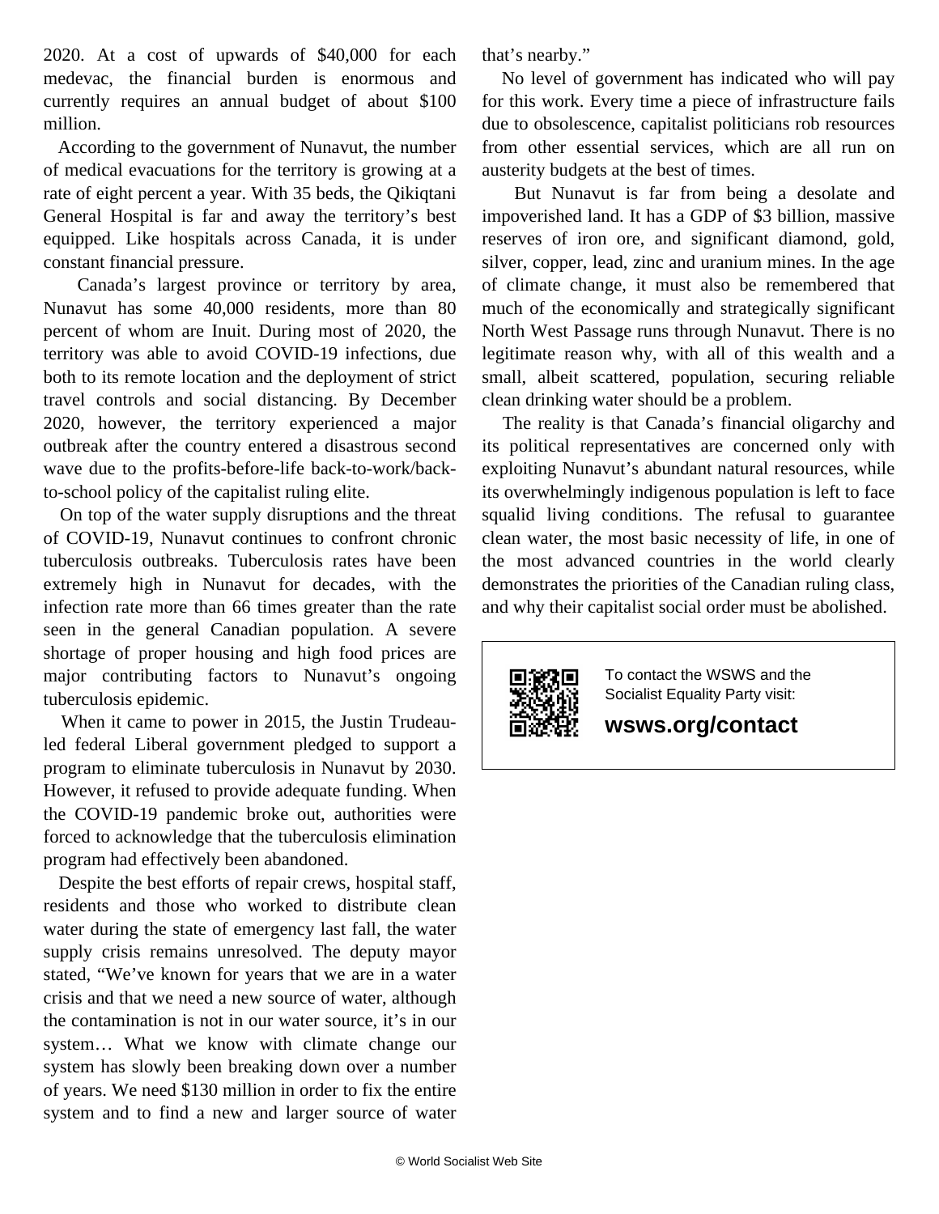2020. At a cost of upwards of $40,000 for each medevac, the financial burden is enormous and currently requires an annual budget of about $100 million.

According to the government of Nunavut, the number of medical evacuations for the territory is growing at a rate of eight percent a year. With 35 beds, the Qikiqtani General Hospital is far and away the territory's best equipped. Like hospitals across Canada, it is under constant financial pressure.

Canada's largest province or territory by area, Nunavut has some 40,000 residents, more than 80 percent of whom are Inuit. During most of 2020, the territory was able to avoid COVID-19 infections, due both to its remote location and the deployment of strict travel controls and social distancing. By December 2020, however, the territory experienced a major outbreak after the country entered a disastrous second wave due to the profits-before-life back-to-work/back-to-school policy of the capitalist ruling elite.

On top of the water supply disruptions and the threat of COVID-19, Nunavut continues to confront chronic tuberculosis outbreaks. Tuberculosis rates have been extremely high in Nunavut for decades, with the infection rate more than 66 times greater than the rate seen in the general Canadian population. A severe shortage of proper housing and high food prices are major contributing factors to Nunavut's ongoing tuberculosis epidemic.

When it came to power in 2015, the Justin Trudeau-led federal Liberal government pledged to support a program to eliminate tuberculosis in Nunavut by 2030. However, it refused to provide adequate funding. When the COVID-19 pandemic broke out, authorities were forced to acknowledge that the tuberculosis elimination program had effectively been abandoned.

Despite the best efforts of repair crews, hospital staff, residents and those who worked to distribute clean water during the state of emergency last fall, the water supply crisis remains unresolved. The deputy mayor stated, "We've known for years that we are in a water crisis and that we need a new source of water, although the contamination is not in our water source, it's in our system… What we know with climate change our system has slowly been breaking down over a number of years. We need $130 million in order to fix the entire system and to find a new and larger source of water that's nearby."

No level of government has indicated who will pay for this work. Every time a piece of infrastructure fails due to obsolescence, capitalist politicians rob resources from other essential services, which are all run on austerity budgets at the best of times.

But Nunavut is far from being a desolate and impoverished land. It has a GDP of $3 billion, massive reserves of iron ore, and significant diamond, gold, silver, copper, lead, zinc and uranium mines. In the age of climate change, it must also be remembered that much of the economically and strategically significant North West Passage runs through Nunavut. There is no legitimate reason why, with all of this wealth and a small, albeit scattered, population, securing reliable clean drinking water should be a problem.

The reality is that Canada's financial oligarchy and its political representatives are concerned only with exploiting Nunavut's abundant natural resources, while its overwhelmingly indigenous population is left to face squalid living conditions. The refusal to guarantee clean water, the most basic necessity of life, in one of the most advanced countries in the world clearly demonstrates the priorities of the Canadian ruling class, and why their capitalist social order must be abolished.

To contact the WSWS and the Socialist Equality Party visit:

**wsws.org/contact**